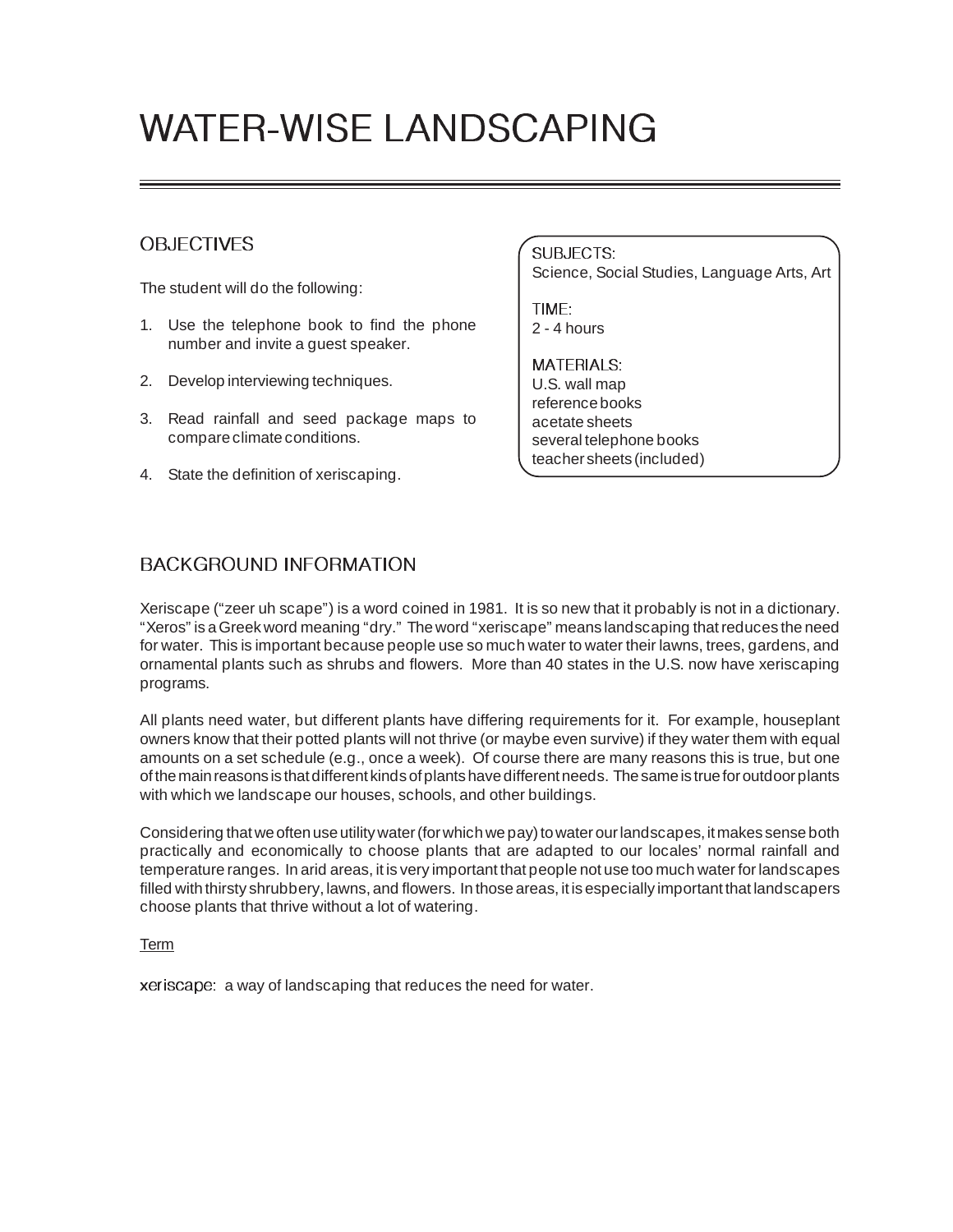# WATER-WISE LANDSCAPING

## OBJECTIVES

The student will do the following:

1. Use the telephone book to find the phone number and invite a guest speaker.
2. Develop interviewing techniques.
3. Read rainfall and seed package maps to compare climate conditions.
4. State the definition of xeriscaping.

SUBJECTS:
Science, Social Studies, Language Arts, Art

TIME:
2 - 4 hours

MATERIALS:
U.S. wall map
reference books
acetate sheets
several telephone books
teacher sheets (included)

## BACKGROUND INFORMATION

Xeriscape ("zeer uh scape") is a word coined in 1981. It is so new that it probably is not in a dictionary. "Xeros" is a Greek word meaning "dry." The word "xeriscape" means landscaping that reduces the need for water. This is important because people use so much water to water their lawns, trees, gardens, and ornamental plants such as shrubs and flowers. More than 40 states in the U.S. now have xeriscaping programs.

All plants need water, but different plants have differing requirements for it. For example, houseplant owners know that their potted plants will not thrive (or maybe even survive) if they water them with equal amounts on a set schedule (e.g., once a week). Of course there are many reasons this is true, but one of the main reasons is that different kinds of plants have different needs. The same is true for outdoor plants with which we landscape our houses, schools, and other buildings.

Considering that we often use utility water (for which we pay) to water our landscapes, it makes sense both practically and economically to choose plants that are adapted to our locales' normal rainfall and temperature ranges. In arid areas, it is very important that people not use too much water for landscapes filled with thirsty shrubbery, lawns, and flowers. In those areas, it is especially important that landscapers choose plants that thrive without a lot of watering.

Term

xeriscape: a way of landscaping that reduces the need for water.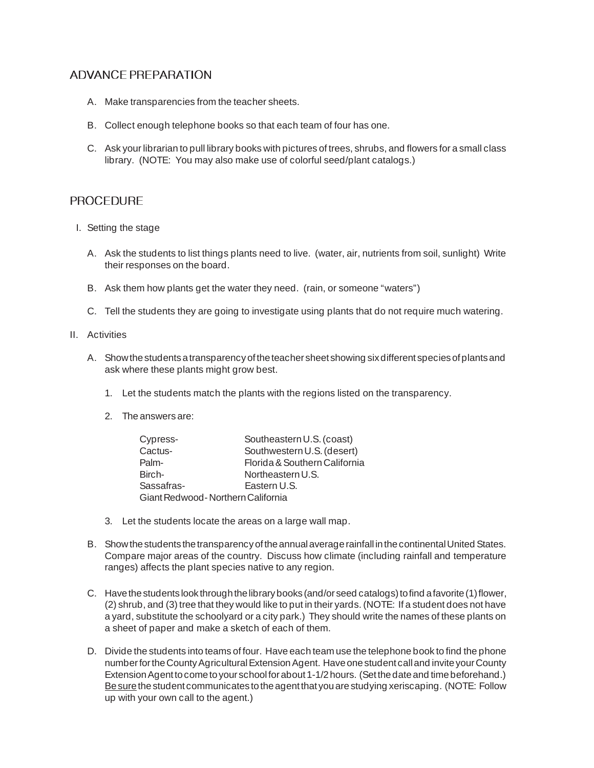## ADVANCE PREPARATION

A. Make transparencies from the teacher sheets.

B. Collect enough telephone books so that each team of four has one.

C. Ask your librarian to pull library books with pictures of trees, shrubs, and flowers for a small class library. (NOTE: You may also make use of colorful seed/plant catalogs.)

## PROCEDURE

I. Setting the stage

A. Ask the students to list things plants need to live. (water, air, nutrients from soil, sunlight) Write their responses on the board.

B. Ask them how plants get the water they need. (rain, or someone "waters")

C. Tell the students they are going to investigate using plants that do not require much watering.

II. Activities

A. Show the students a transparency of the teacher sheet showing six different species of plants and ask where these plants might grow best.

1. Let the students match the plants with the regions listed on the transparency.

2. The answers are:

| | |
|---|---|
| Cypress- | Southeastern U.S. (coast) |
| Cactus- | Southwestern U.S. (desert) |
| Palm- | Florida & Southern California |
| Birch- | Northeastern U.S. |
| Sassafras- | Eastern U.S. |
| Giant Redwood- | Northern California |

3. Let the students locate the areas on a large wall map.

B. Show the students the transparency of the annual average rainfall in the continental United States. Compare major areas of the country. Discuss how climate (including rainfall and temperature ranges) affects the plant species native to any region.

C. Have the students look through the library books (and/or seed catalogs) to find a favorite (1) flower, (2) shrub, and (3) tree that they would like to put in their yards. (NOTE: If a student does not have a yard, substitute the schoolyard or a city park.) They should write the names of these plants on a sheet of paper and make a sketch of each of them.

D. Divide the students into teams of four. Have each team use the telephone book to find the phone number for the County Agricultural Extension Agent. Have one student call and invite your County Extension Agent to come to your school for about 1-1/2 hours. (Set the date and time beforehand.) Be sure the student communicates to the agent that you are studying xeriscaping. (NOTE: Follow up with your own call to the agent.)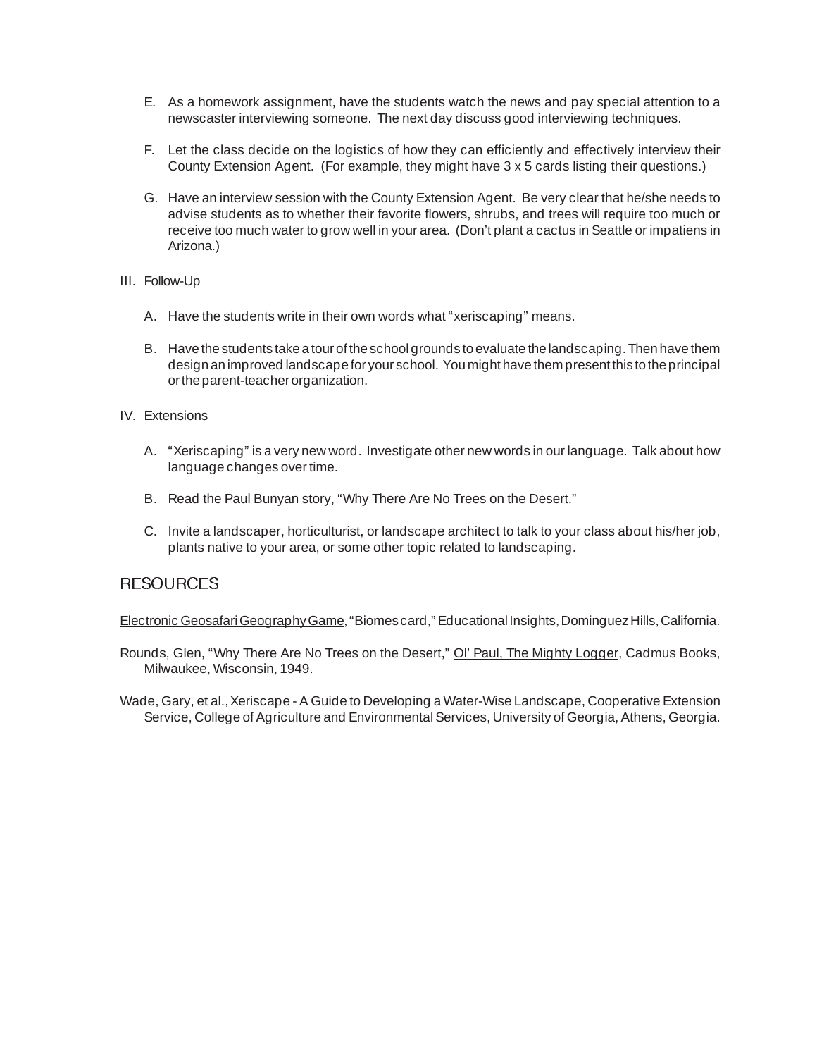E. As a homework assignment, have the students watch the news and pay special attention to a newscaster interviewing someone. The next day discuss good interviewing techniques.

F. Let the class decide on the logistics of how they can efficiently and effectively interview their County Extension Agent. (For example, they might have 3 x 5 cards listing their questions.)

G. Have an interview session with the County Extension Agent. Be very clear that he/she needs to advise students as to whether their favorite flowers, shrubs, and trees will require too much or receive too much water to grow well in your area. (Don't plant a cactus in Seattle or impatiens in Arizona.)

III. Follow-Up

A. Have the students write in their own words what "xeriscaping" means.

B. Have the students take a tour of the school grounds to evaluate the landscaping. Then have them design an improved landscape for your school. You might have them present this to the principal or the parent-teacher organization.

IV. Extensions

A. "Xeriscaping" is a very new word. Investigate other new words in our language. Talk about how language changes over time.

B. Read the Paul Bunyan story, "Why There Are No Trees on the Desert."

C. Invite a landscaper, horticulturist, or landscape architect to talk to your class about his/her job, plants native to your area, or some other topic related to landscaping.

## RESOURCES

Electronic Geosafari Geography Game, "Biomes card," Educational Insights, Dominguez Hills, California.

Rounds, Glen, "Why There Are No Trees on the Desert," Ol' Paul, The Mighty Logger, Cadmus Books, Milwaukee, Wisconsin, 1949.

Wade, Gary, et al., Xeriscape - A Guide to Developing a Water-Wise Landscape, Cooperative Extension Service, College of Agriculture and Environmental Services, University of Georgia, Athens, Georgia.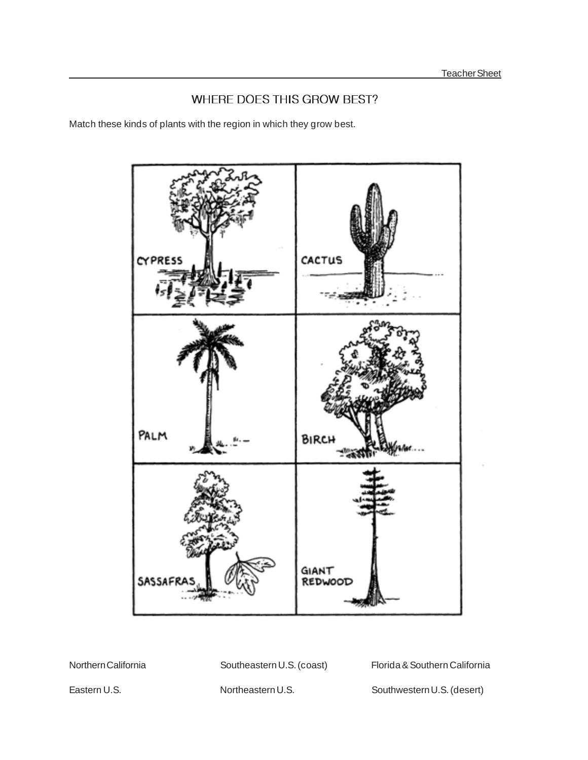Teacher Sheet

## WHERE DOES THIS GROW BEST?

Match these kinds of plants with the region in which they grow best.

| | |
|---|---|
| CYPRESS | CACTUS |
| PALM | BIRCH |
| SASSAFRAS | GIANT REDWOOD |

| | | |
|---|---|---|
| Northern California | Southeastern U.S. (coast) | Florida & Southern California |
| Eastern U.S. | Northeastern U.S. | Southwestern U.S. (desert) |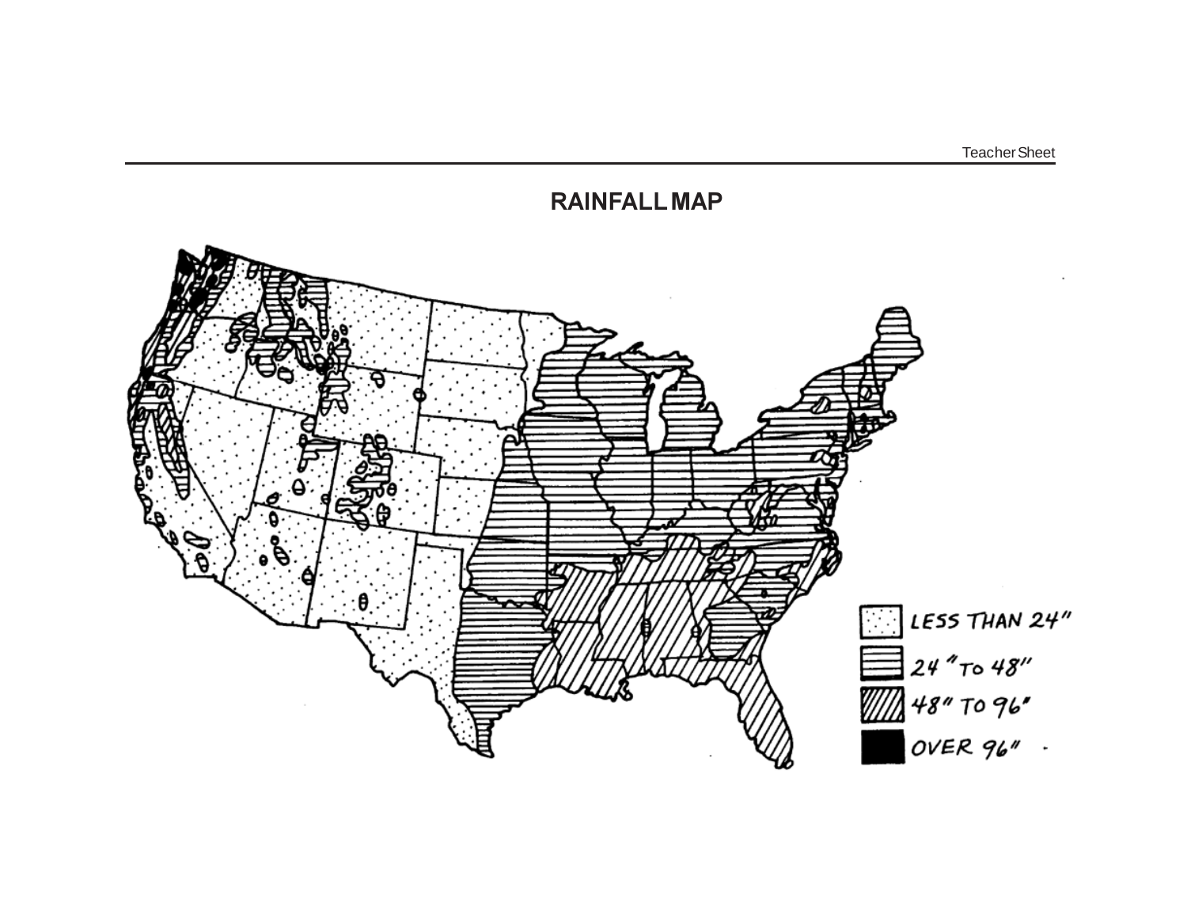## RAINFALL MAP

LESS THAN 24"

24" TO 48"

48" TO 96"

OVER 96"